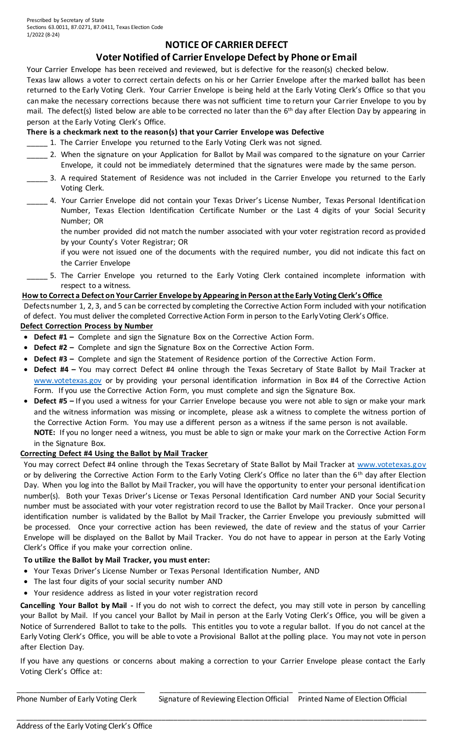Prescribed by Secretary of State
Sections 63.0011, 87.0271, 87.0411, Texas Election Code
1/2022 (8-24)

# NOTICE OF CARRIER DEFECT

## Voter Notified of Carrier Envelope Defect by Phone or Email

Your Carrier Envelope has been received and reviewed, but is defective for the reason(s) checked below.

Texas law allows a voter to correct certain defects on his or her Carrier Envelope after the marked ballot has been returned to the Early Voting Clerk. Your Carrier Envelope is being held at the Early Voting Clerk's Office so that you can make the necessary corrections because there was not sufficient time to return your Carrier Envelope to you by mail. The defect(s) listed below are able to be corrected no later than the 6th day after Election Day by appearing in person at the Early Voting Clerk's Office.

**There is a checkmark next to the reason(s) that your Carrier Envelope was Defective**

_____ 1. The Carrier Envelope you returned to the Early Voting Clerk was not signed.

_____ 2. When the signature on your Application for Ballot by Mail was compared to the signature on your Carrier Envelope, it could not be immediately determined that the signatures were made by the same person.

_____ 3. A required Statement of Residence was not included in the Carrier Envelope you returned to the Early Voting Clerk.

_____ 4. Your Carrier Envelope did not contain your Texas Driver's License Number, Texas Personal Identification Number, Texas Election Identification Certificate Number or the Last 4 digits of your Social Security Number; OR

the number provided did not match the number associated with your voter registration record as provided by your County's Voter Registrar; OR

if you were not issued one of the documents with the required number, you did not indicate this fact on the Carrier Envelope

_____ 5. The Carrier Envelope you returned to the Early Voting Clerk contained incomplete information with respect to a witness.

**How to Correct a Defect on Your Carrier Envelope by Appearing in Person at the Early Voting Clerk's Office**

Defects number 1, 2, 3, and 5 can be corrected by completing the Corrective Action Form included with your notification of defect. You must deliver the completed Corrective Action Form in person to the Early Voting Clerk's Office.

**Defect Correction Process by Number**

- **Defect #1 –** Complete and sign the Signature Box on the Corrective Action Form.
- **Defect #2 –** Complete and sign the Signature Box on the Corrective Action Form.
- **Defect #3 –** Complete and sign the Statement of Residence portion of the Corrective Action Form.
- **Defect #4 –** You may correct Defect #4 online through the Texas Secretary of State Ballot by Mail Tracker at www.votetexas.gov or by providing your personal identification information in Box #4 of the Corrective Action Form. If you use the Corrective Action Form, you must complete and sign the Signature Box.
- **Defect #5 –** If you used a witness for your Carrier Envelope because you were not able to sign or make your mark and the witness information was missing or incomplete, please ask a witness to complete the witness portion of the Corrective Action Form. You may use a different person as a witness if the same person is not available.
  **NOTE:** If you no longer need a witness, you must be able to sign or make your mark on the Corrective Action Form in the Signature Box.

**Correcting Defect #4 Using the Ballot by Mail Tracker**

You may correct Defect #4 online through the Texas Secretary of State Ballot by Mail Tracker at www.votetexas.gov or by delivering the Corrective Action Form to the Early Voting Clerk's Office no later than the 6th day after Election Day. When you log into the Ballot by Mail Tracker, you will have the opportunity to enter your personal identification number(s). Both your Texas Driver's License or Texas Personal Identification Card number AND your Social Security number must be associated with your voter registration record to use the Ballot by Mail Tracker. Once your personal identification number is validated by the Ballot by Mail Tracker, the Carrier Envelope you previously submitted will be processed. Once your corrective action has been reviewed, the date of review and the status of your Carrier Envelope will be displayed on the Ballot by Mail Tracker. You do not have to appear in person at the Early Voting Clerk's Office if you make your correction online.

**To utilize the Ballot by Mail Tracker, you must enter:**

- Your Texas Driver's License Number or Texas Personal Identification Number, AND
- The last four digits of your social security number AND
- Your residence address as listed in your voter registration record

**Cancelling Your Ballot by Mail -** If you do not wish to correct the defect, you may still vote in person by cancelling your Ballot by Mail. If you cancel your Ballot by Mail in person at the Early Voting Clerk's Office, you will be given a Notice of Surrendered Ballot to take to the polls. This entitles you to vote a regular ballot. If you do not cancel at the Early Voting Clerk's Office, you will be able to vote a Provisional Ballot at the polling place. You may not vote in person after Election Day.

If you have any questions or concerns about making a correction to your Carrier Envelope please contact the Early Voting Clerk's Office at:

| _____________________________ | _____________________________ | _____________________________ |
|---|---|---|
| Phone Number of Early Voting Clerk | Signature of Reviewing Election Official | Printed Name of Election Official |

_____________________________________________________________________________________________

Address of the Early Voting Clerk's Office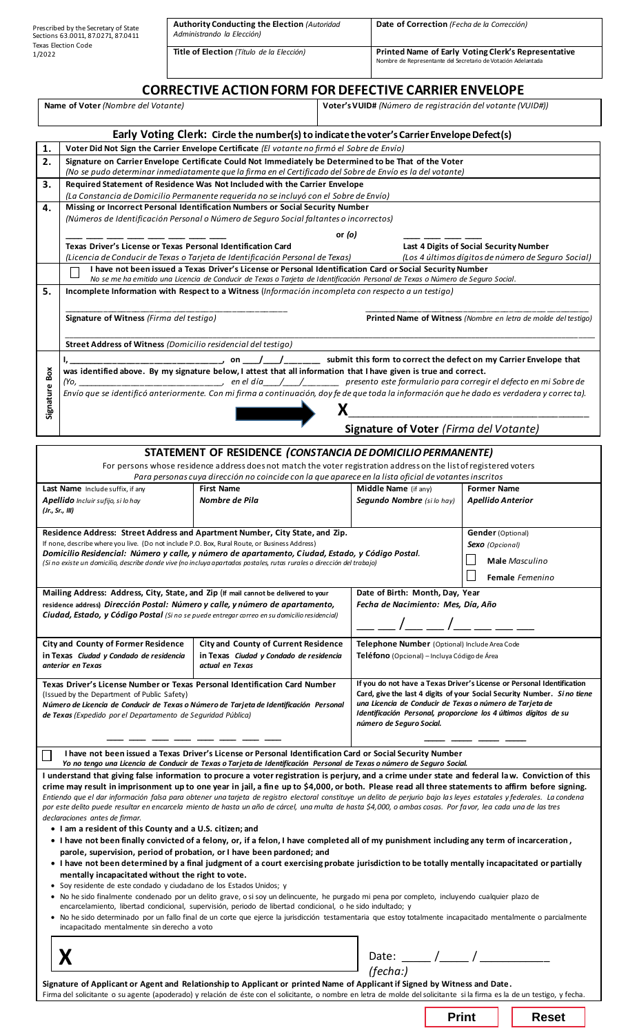Prescribed by the Secretary of State
Sections 63.0011, 87.0271, 87.0411
Texas Election Code
1/2022

| | |
|---|---|
| **Authority Conducting the Election** *(Autoridad Administrando la Elección)* | **Date of Correction** *(Fecha de la Corrección)* |
| **Title of Election** *(Título de la Elección)* | **Printed Name of Early Voting Clerk's Representative** Nombre de Representante del Secretario de Votación Adelantada |

# CORRECTIVE ACTION FORM FOR DEFECTIVE CARRIER ENVELOPE

| | |
|---|---|
| **Name of Voter** *(Nombre del Votante)* | **Voter's VUID#** *(Número de registración del votante (VUID#))* |

## Early Voting Clerk: Circle the number(s) to indicate the voter's Carrier Envelope Defect(s)

**1.** **Voter Did Not Sign the Carrier Envelope Certificate** *(El votante no firmó el Sobre de Envío)*

**2.** **Signature on Carrier Envelope Certificate Could Not Immediately be Determined to be That of the Voter** *(No se pudo determinar inmediatamente que la firma en el Certificado del Sobre de Envío es la del votante)*

**3.** **Required Statement of Residence Was Not Included with the Carrier Envelope** *(La Constancia de Domicilio Permanente requerida no se incluyó con el Sobre de Envío)*

**4.** **Missing or Incorrect Personal Identification Numbers or Social Security Number** *(Números de Identificación Personal o Número de Seguro Social faltantes o incorrectos)*

___ ___ ___ ___ ___ ___ ___ ___ or *(o)* ___ ___ ___ ___

**Texas Driver's License or Texas Personal Identification Card** *(Licencia de Conducir de Texas o Tarjeta de Identificación Personal de Texas)*

**Last 4 Digits of Social Security Number** *(Los 4 últimos dígitos de número de Seguro Social)*

☐ **I have not been issued a Texas Driver's License or Personal Identification Card or Social Security Number**
*No se me ha emitido una Licencia de Conducir de Texas o Tarjeta de Identificación Personal de Texas o Número de Seguro Social.*

**5.** **Incomplete Information with Respect to a Witness** *(Información incompleta con respecto a un testigo)*

**Signature of Witness** *(Firma del testigo)* ____________________

**Printed Name of Witness** *(Nombre en letra de molde del testigo)* ____________________

**Street Address of Witness** *(Domicilio residencial del testigo)* ____________________

**Signature Box**

**I, ______________________, on ___/___/______ submit this form to correct the defect on my Carrier Envelope that was identified above. By my signature below, I attest that all information that I have given is true and correct.**
*(Yo, ______________________, en el día___/___/______ presento este formulario para corregir el defecto en mi Sobre de Envío que se identificó anteriormente. Con mi firma a continuación, doy fe de que toda la información que he dado es verdadera y correcta).*

**X** ______________________

**Signature of Voter** *(Firma del Votante)*

## STATEMENT OF RESIDENCE *(CONSTANCIA DE DOMICILIO PERMANENTE)*

For persons whose residence address does not match the voter registration address on the list of registered voters
*Para personas cuya dirección no coincide con la que aparece en la lista oficial de votantes inscritos*

| | | | |
|---|---|---|---|
| **Last Name** Include suffix, if any *Apellido Incluir sufijo, si lo hay* *(Jr., Sr., III)* | **First Name** *Nombre de Pila* | **Middle Name** (if any) *Segundo Nombre (si lo hay)* | **Former Name** *Apellido Anterior* |

**Residence Address: Street Address and Apartment Number, City State, and Zip.** If none, describe where you live. (Do not include P.O. Box, Rural Route, or Business Address)
*Domicilio Residencial: Número y calle, y número de apartamento, Ciudad, Estado, y Código Postal. (Si no existe un domicilio, describe donde vive (no incluya apartados postales, rutas rurales o dirección del trabajo)*

**Gender** (Optional) *Sexo (Opcional)*
☐ **Male** *Masculino*
☐ **Female** *Femenino*

**Mailing Address: Address, City, State, and Zip** (If mail cannot be delivered to your residence address) *Dirección Postal: Número y calle, y número de apartamento, Ciudad, Estado, y Código Postal (Si no se puede entregar correo en su domicilio residencial)*

**Date of Birth: Month, Day, Year** *Fecha de Nacimiento: Mes, Día, Año*
__ __ / __ __ / __ __ __ __

| | | |
|---|---|---|
| **City and County of Former Residence in Texas** *Ciudad y Condado de residencia anterior en Texas* | **City and County of Current Residence in Texas** *Ciudad y Condado de residencia actual en Texas* | **Telephone Number** (Optional) Include Area Code **Teléfono** (Opcional) – Incluya Código de Área |

**Texas Driver's License Number or Texas Personal Identification Card Number** (Issued by the Department of Public Safety)
*Número de Licencia de Conducir de Texas o Número de Tarjeta de Identificación Personal de Texas (Expedido por el Departamento de Seguridad Pública)*

___ ___ ___ ___ ___ ___ ___ ___

**If you do not have a Texas Driver's License or Personal Identification Card, give the last 4 digits of your Social Security Number.** *Si no tiene una Licencia de Conducir de Texas o número de Tarjeta de Identificación Personal, proporcione los 4 últimos dígitos de su número de Seguro Social.*

___ ___ ___ ___

☐ **I have not been issued a Texas Driver's License or Personal Identification Card or Social Security Number**
*Yo no tengo una Licencia de Conducir de Texas o Tarjeta de Identificación Personal de Texas o número de Seguro Social.*

**I understand that giving false information to procure a voter registration is perjury, and a crime under state and federal law. Conviction of this crime may result in imprisonment up to one year in jail, a fine up to $4,000, or both. Please read all three statements to affirm before signing.**
*Entiendo que el dar información falsa para obtener una tarjeta de registro electoral constituye un delito de perjurio bajo las leyes estatales y federales. La condena por este delito puede resultar en encarcelamiento de hasta un año de cárcel, una multa de hasta $4,000, o ambas cosas. Por favor, lea cada una de las tres declaraciones antes de firmar.*

- **I am a resident of this County and a U.S. citizen; and**
- **I have not been finally convicted of a felony, or, if a felon, I have completed all of my punishment including any term of incarceration, parole, supervision, period of probation, or I have been pardoned; and**
- **I have not been determined by a final judgment of a court exercising probate jurisdiction to be totally mentally incapacitated or partially mentally incapacitated without the right to vote.**
- Soy residente de este condado y ciudadano de los Estados Unidos; y
- No he sido finalmente condenado por un delito grave, o si soy un delincuente, he purgado mi pena por completo, incluyendo cualquier plazo de encarcelamiento, libertad condicional, supervisión, periodo de libertad condicional, o he sido indultado; y
- No he sido determinado por un fallo final de un corte que ejerce la jurisdicción testamentaria que estoy totalmente incapacitado mentalmente o parcialmente incapacitado mentalmente sin derecho a voto

**X** ______________________

Date: _____ /_____ / __________
*(fecha:)*

**Signature of Applicant or Agent and Relationship to Applicant or printed Name of Applicant if Signed by Witness and Date.**
Firma del solicitante o su agente (apoderado) y relación de éste con el solicitante, o nombre en letra de molde del solicitante si la firma es de un testigo, y fecha.

Print | Reset